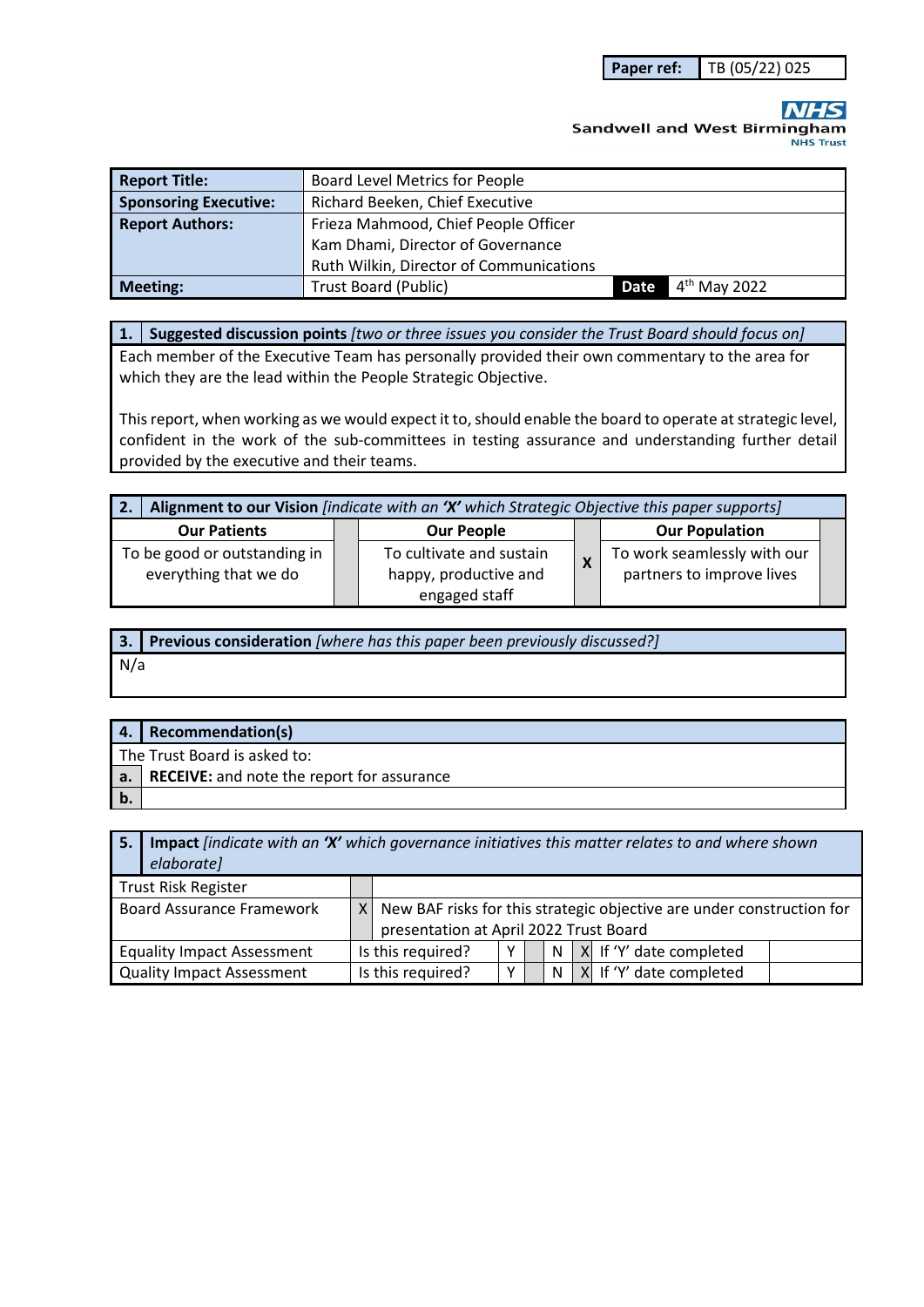| Paper ref: | TB (05/22) 025 |
|---|---|

**Sandwell and West Birmingham**
**NHS Trust**

| | | | |
|---|---|---|---|
| **Report Title:** | Board Level Metrics for People | | |
| **Sponsoring Executive:** | Richard Beeken, Chief Executive | | |
| **Report Authors:** | Frieza Mahmood, Chief People Officer<br>Kam Dhami, Director of Governance<br>Ruth Wilkin, Director of Communications | | |
| **Meeting:** | Trust Board (Public) | **Date** | 4th May 2022 |

| 1. | **Suggested discussion points** *[two or three issues you consider the Trust Board should focus on]* |
|---|---|

Each member of the Executive Team has personally provided their own commentary to the area for which they are the lead within the People Strategic Objective.

This report, when working as we would expect it to, should enable the board to operate at strategic level, confident in the work of the sub-committees in testing assurance and understanding further detail provided by the executive and their teams.

| 2. | **Alignment to our Vision** *[indicate with an 'X' which Strategic Objective this paper supports]* |
|---|---|

| **Our Patients** | | **Our People** | | **Our Population** | |
|---|---|---|---|---|---|
| To be good or outstanding in everything that we do | | To cultivate and sustain happy, productive and engaged staff | X | To work seamlessly with our partners to improve lives | |

| 3. | **Previous consideration** *[where has this paper been previously discussed?]* |
|---|---|

N/a

| 4. | **Recommendation(s)** |
|---|---|
| The Trust Board is asked to: | |
| **a.** | **RECEIVE:** and note the report for assurance |
| **b.** | |

| 5. | **Impact** *[indicate with an 'X' which governance initiatives this matter relates to and where shown elaborate]* |
|---|---|

| | | | | | | | |
|---|---|---|---|---|---|---|---|
| Trust Risk Register | | | | | | | |
| Board Assurance Framework | X | New BAF risks for this strategic objective are under construction for presentation at April 2022 Trust Board | | | | | |
| Equality Impact Assessment | Is this required? | Y | | N | X | If 'Y' date completed | |
| Quality Impact Assessment | Is this required? | Y | | N | X | If 'Y' date completed | |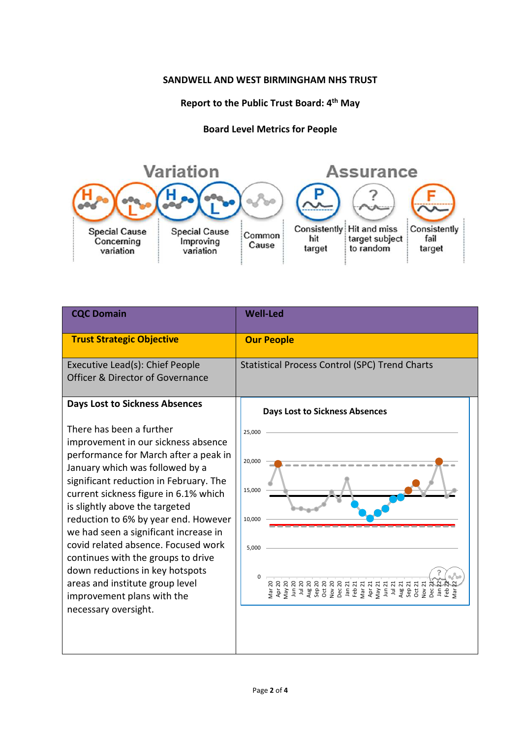**SANDWELL AND WEST BIRMINGHAM NHS TRUST**

**Report to the Public Trust Board: 4th May**

**Board Level Metrics for People**

| Variation | | | Assurance | | |
|---|---|---|---|---|---|
| Special Cause Concerning variation | Special Cause Improving variation | Common Cause | Consistently hit target | Hit and miss target subject to random | Consistently fail target |

| CQC Domain | Well-Led |
|---|---|
| **Trust Strategic Objective** | **Our People** |
| Executive Lead(s): Chief People Officer & Director of Governance | Statistical Process Control (SPC) Trend Charts |
| **Days Lost to Sickness Absences**<br><br>There has been a further improvement in our sickness absence performance for March after a peak in January which was followed by a significant reduction in February. The current sickness figure in 6.1% which is slightly above the targeted reduction to 6% by year end. However we had seen a significant increase in covid related absence. Focused work continues with the groups to drive down reductions in key hotspots areas and institute group level improvement plans with the necessary oversight. | **Days Lost to Sickness Absences**<br><br>(SPC chart: y-axis 0 – 25,000; x-axis Mar 20 – Mar 22) |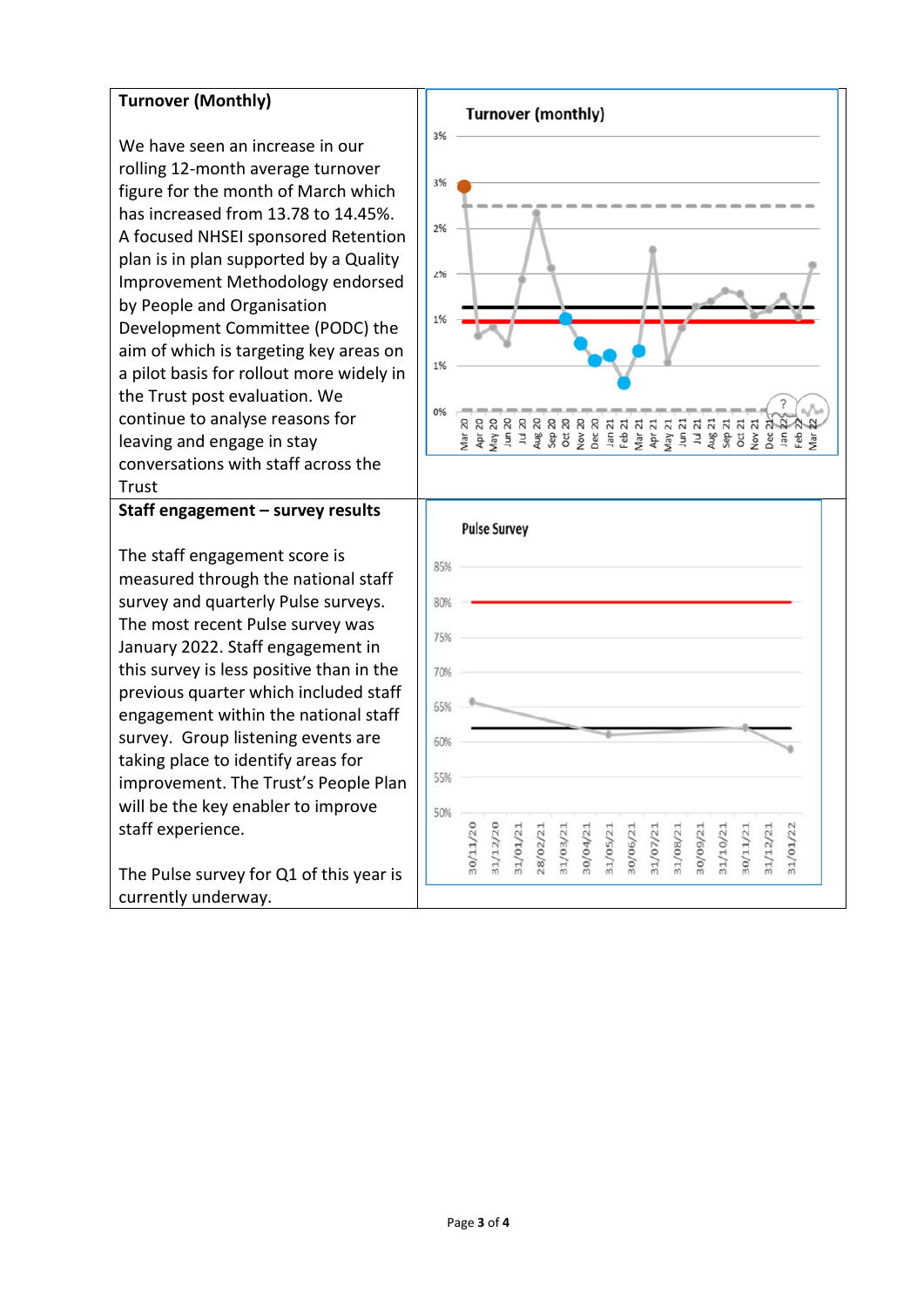| Turnover (Monthly) | |
|---|---|
| We have seen an increase in our rolling 12-month average turnover figure for the month of March which has increased from 13.78 to 14.45%. A focused NHSEI sponsored Retention plan is in plan supported by a Quality Improvement Methodology endorsed by People and Organisation Development Committee (PODC) the aim of which is targeting key areas on a pilot basis for rollout more widely in the Trust post evaluation. We continue to analyse reasons for leaving and engage in stay conversations with staff across the Trust | |
| **Staff engagement – survey results** | |
| The staff engagement score is measured through the national staff survey and quarterly Pulse surveys. The most recent Pulse survey was January 2022. Staff engagement in this survey is less positive than in the previous quarter which included staff engagement within the national staff survey. Group listening events are taking place to identify areas for improvement. The Trust's People Plan will be the key enabler to improve staff experience.<br><br>The Pulse survey for Q1 of this year is currently underway. | |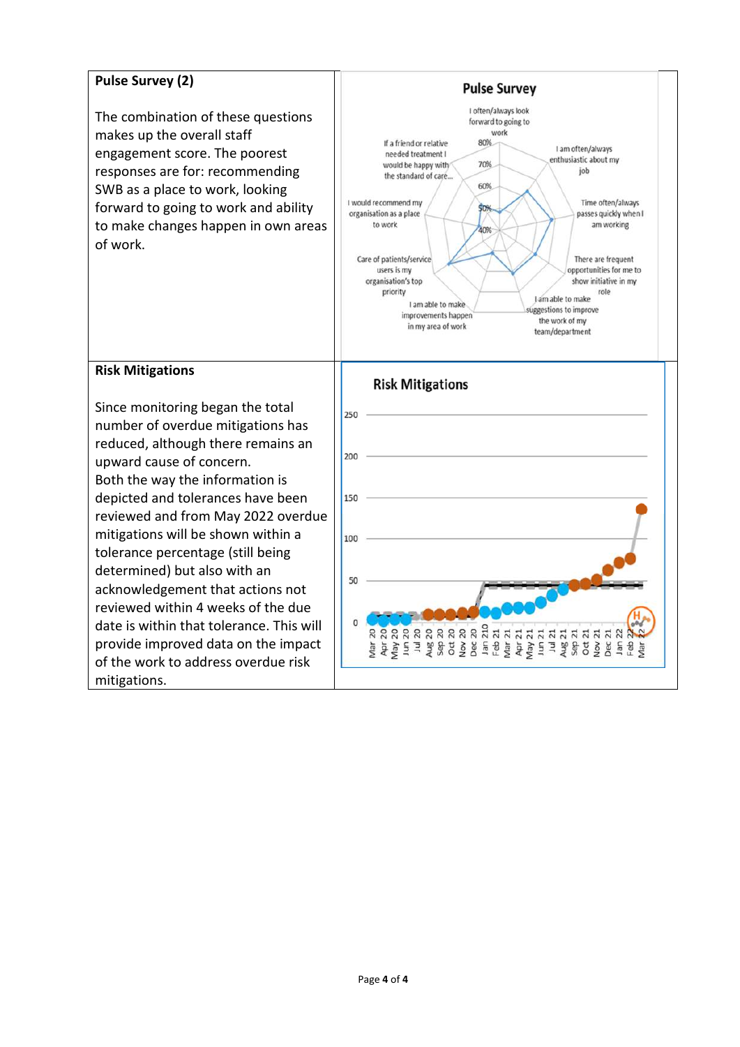## Pulse Survey (2)

The combination of these questions makes up the overall staff engagement score. The poorest responses are for: recommending SWB as a place to work, looking forward to going to work and ability to make changes happen in own areas of work.

Pulse Survey

I often/always look forward to going to work

I am often/always enthusiastic about my job

Time often/always passes quickly when I am working

There are frequent opportunities for me to show initiative in my role

I am able to make suggestions to improve the work of my team/department

I am able to make improvements happen in my area of work

Care of patients/service users is my organisation's top priority

I would recommend my organisation as a place to work

If a friend or relative needed treatment I would be happy with the standard of care...

80%
70%
60%
50%
40%

## Risk Mitigations

Since monitoring began the total number of overdue mitigations has reduced, although there remains an upward cause of concern.

Both the way the information is depicted and tolerances have been reviewed and from May 2022 overdue mitigations will be shown within a tolerance percentage (still being determined) but also with an acknowledgement that actions not reviewed within 4 weeks of the due date is within that tolerance. This will provide improved data on the impact of the work to address overdue risk mitigations.

Risk Mitigations

250
200
150
100
50
0

Mar 20, Apr 20, May 20, Jun 20, Jul 20, Aug 20, Sep 20, Oct 20, Nov 20, Dec 20, Jan 210, Feb 21, Mar 21, Apr 21, May 21, Jun 21, Jul 21, Aug 21, Sep 21, Oct 21, Nov 21, Dec 21, Jan 22, Feb 22, Mar 22